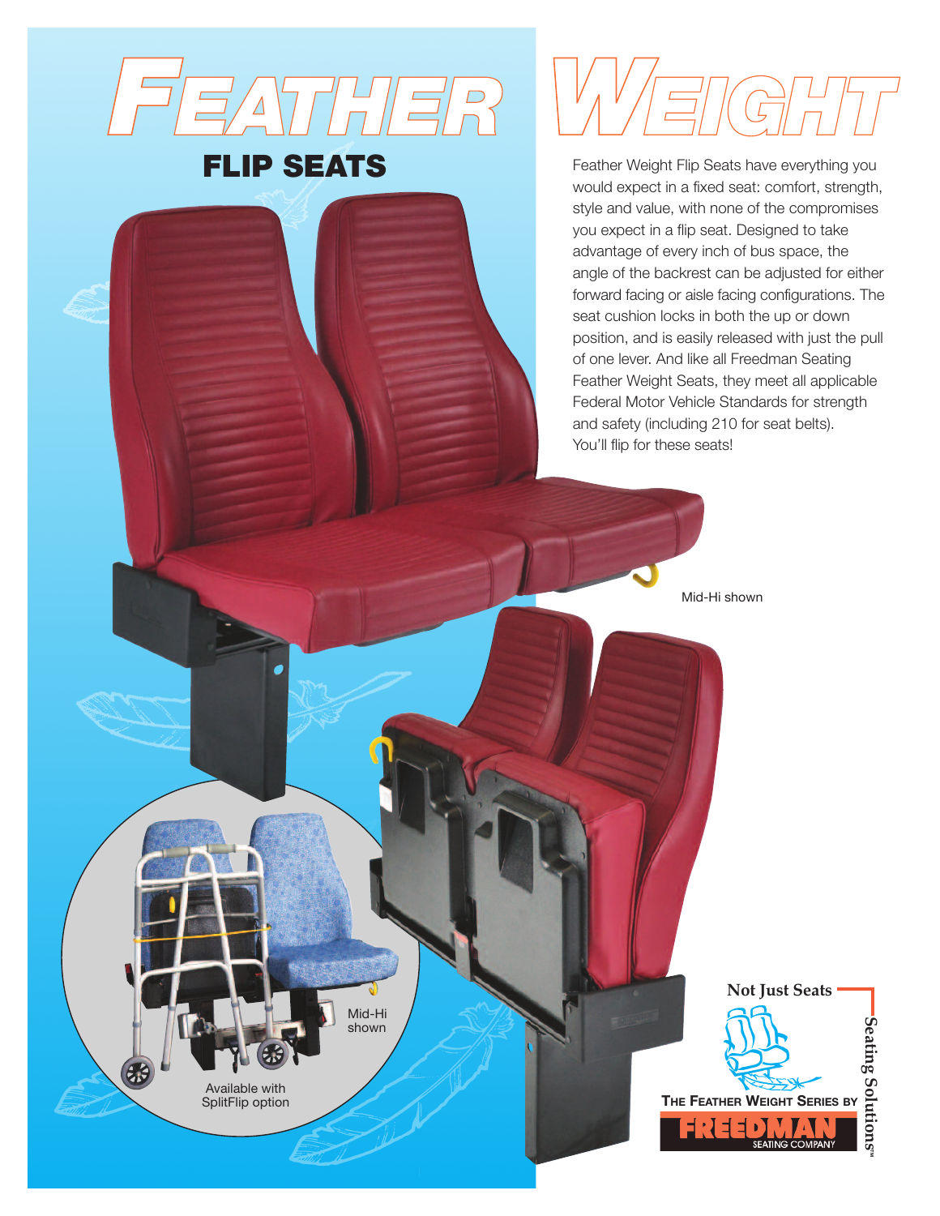# FEATHER WEIGHT

## FLIP SEATS

Feather Weight Flip Seats have everything you would expect in a fixed seat: comfort, strength, style and value, with none of the compromises you expect in a flip seat. Designed to take advantage of every inch of bus space, the angle of the backrest can be adjusted for either forward facing or aisle facing configurations. The seat cushion locks in both the up or down position, and is easily released with just the pull of one lever. And like all Freedman Seating Feather Weight Seats, they meet all applicable Federal Motor Vehicle Standards for strength and safety (including 210 for seat belts). You'll flip for these seats!

Mid-Hi shown

Mid-Hi shown

Available with SplitFlip option

Not Just Seats

Seating Solutions™

THE FEATHER WEIGHT SERIES BY

FREEDMAN SEATING COMPANY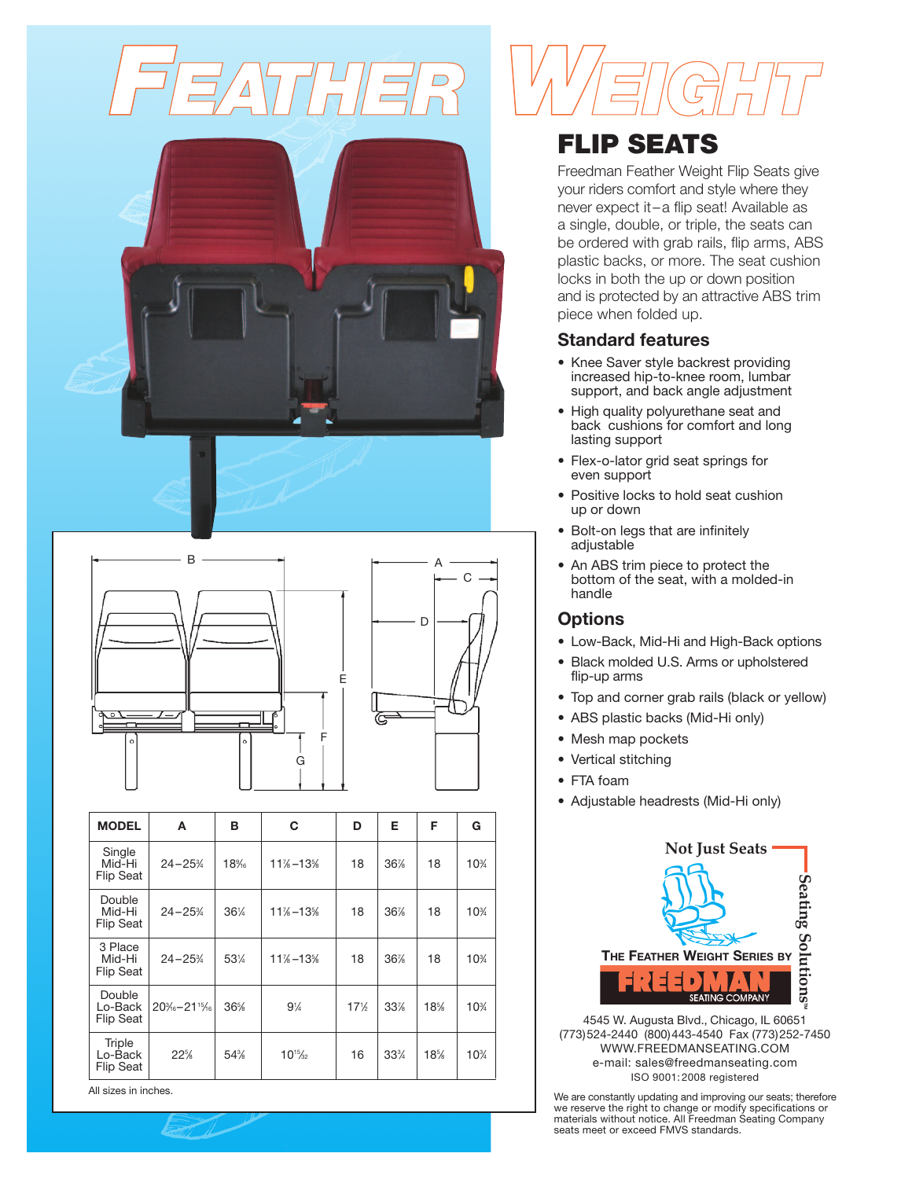# FEATHER WEIGHT

## FLIP SEATS

Freedman Feather Weight Flip Seats give your riders comfort and style where they never expect it – a flip seat! Available as a single, double, or triple, the seats can be ordered with grab rails, flip arms, ABS plastic backs, or more. The seat cushion locks in both the up or down position and is protected by an attractive ABS trim piece when folded up.

### Standard features

- Knee Saver style backrest providing increased hip-to-knee room, lumbar support, and back angle adjustment
- High quality polyurethane seat and back cushions for comfort and long lasting support
- Flex-o-lator grid seat springs for even support
- Positive locks to hold seat cushion up or down
- Bolt-on legs that are infinitely adjustable
- An ABS trim piece to protect the bottom of the seat, with a molded-in handle

### Options

- Low-Back, Mid-Hi and High-Back options
- Black molded U.S. Arms or upholstered flip-up arms
- Top and corner grab rails (black or yellow)
- ABS plastic backs (Mid-Hi only)
- Mesh map pockets
- Vertical stitching
- FTA foam
- Adjustable headrests (Mid-Hi only)

B A C D E F G

| MODEL | A | B | C | D | E | F | G |
|---|---|---|---|---|---|---|---|
| Single Mid-Hi Flip Seat | 24–25¾ | 18⁹⁄₁₆ | 11⅞–13⅜ | 18 | 36⅞ | 18 | 10¾ |
| Double Mid-Hi Flip Seat | 24–25¾ | 36¼ | 11⅞–13⅜ | 18 | 36⅞ | 18 | 10¾ |
| 3 Place Mid-Hi Flip Seat | 24–25¾ | 53¼ | 11⅞–13⅜ | 18 | 36⅞ | 18 | 10¾ |
| Double Lo-Back Flip Seat | 20⁹⁄₁₆–21¹⁵⁄₁₆ | 36⅝ | 9¼ | 17½ | 33⅞ | 18⅝ | 10¾ |
| Triple Lo-Back Flip Seat | 22⅞ | 54⅝ | 10¹⁵⁄₃₂ | 16 | 33¾ | 18⅝ | 10¾ |

All sizes in inches.

Not Just Seats

Seating Solutions™

THE FEATHER WEIGHT SERIES BY FREEDMAN SEATING COMPANY

4545 W. Augusta Blvd., Chicago, IL 60651
(773)524-2440 (800)443-4540 Fax (773)252-7450
WWW.FREEDMANSEATING.COM
e-mail: sales@freedmanseating.com
ISO 9001:2008 registered

We are constantly updating and improving our seats; therefore we reserve the right to change or modify specifications or materials without notice. All Freedman Seating Company seats meet or exceed FMVS standards.